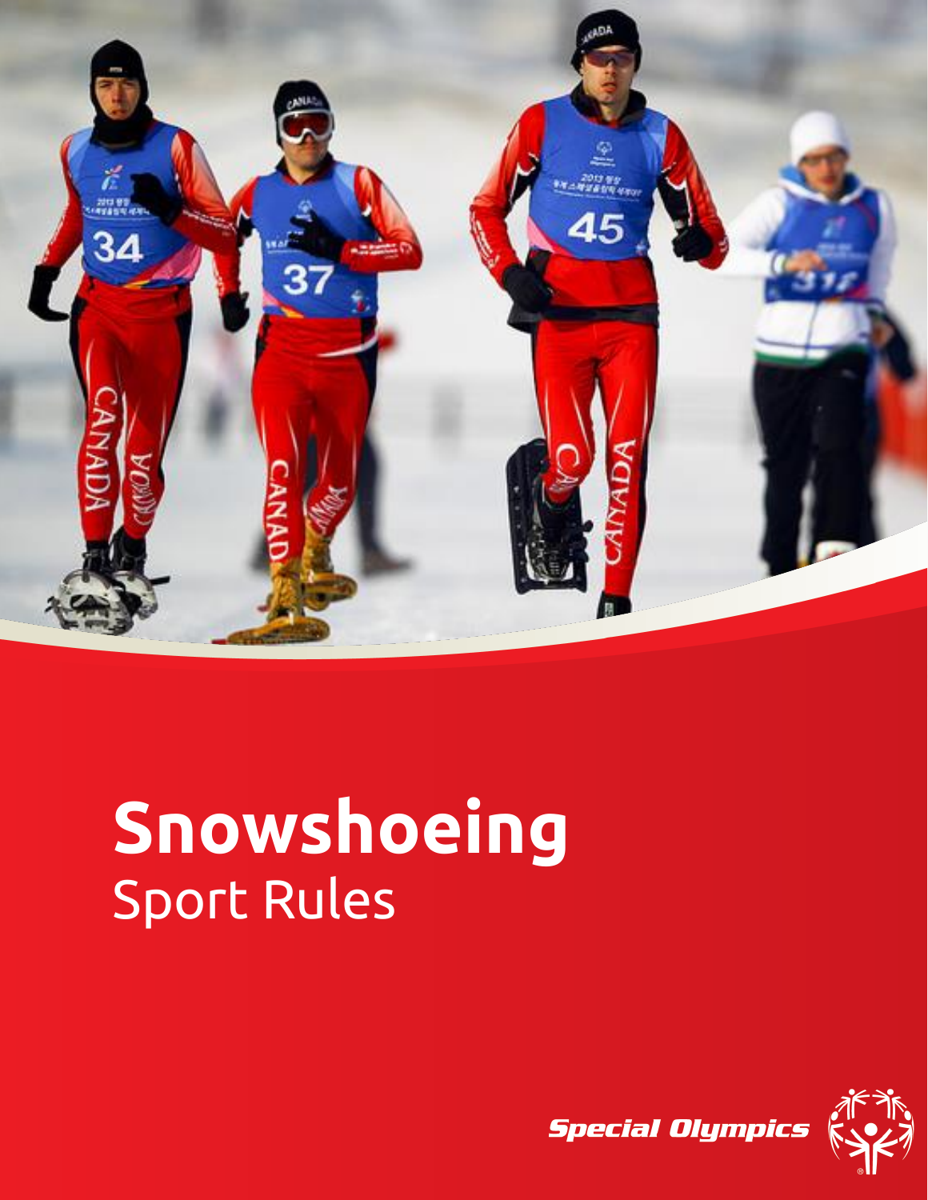# Snowshoeing

Sport Rules

Special Olympics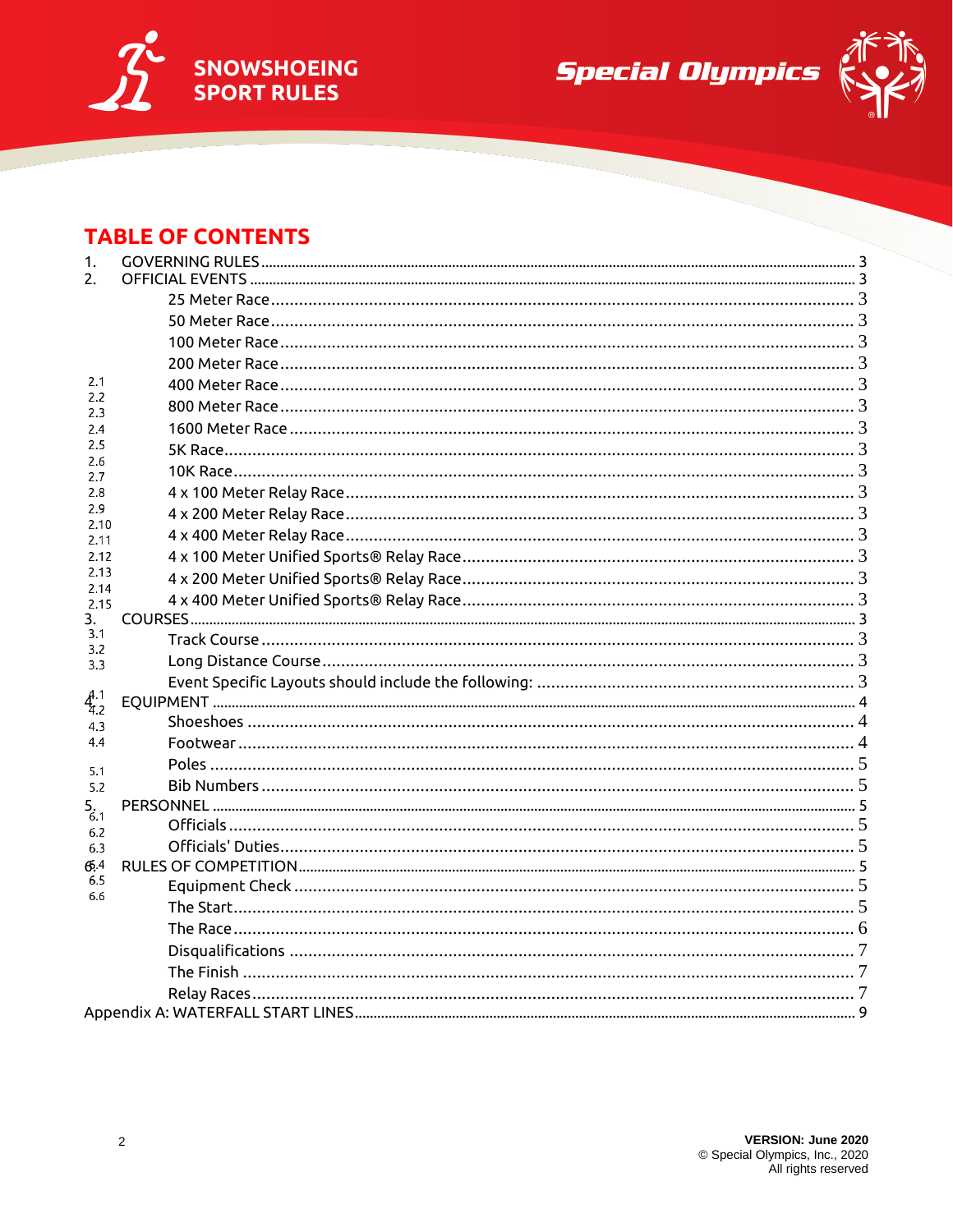# TABLE OF CONTENTS

1. GOVERNING RULES ........ 3
2. OFFICIAL EVENTS ........ 3
   - 2.1 25 Meter Race ........ 3
   - 2.2 50 Meter Race ........ 3
   - 2.3 100 Meter Race ........ 3
   - 2.4 200 Meter Race ........ 3
   - 2.5 400 Meter Race ........ 3
   - 2.6 800 Meter Race ........ 3
   - 2.7 1600 Meter Race ........ 3
   - 2.8 5K Race ........ 3
   - 2.9 10K Race ........ 3
   - 2.10 4 x 100 Meter Relay Race ........ 3
   - 2.11 4 x 200 Meter Relay Race ........ 3
   - 2.12 4 x 400 Meter Relay Race ........ 3
   - 2.13 4 x 100 Meter Unified Sports® Relay Race ........ 3
   - 2.14 4 x 200 Meter Unified Sports® Relay Race ........ 3
   - 2.15 4 x 400 Meter Unified Sports® Relay Race ........ 3
3. COURSES ........ 3
   - 3.1 Track Course ........ 3
   - 3.2 Long Distance Course ........ 3
   - 3.3 Event Specific Layouts should include the following: ........ 3
4. EQUIPMENT ........ 4
   - 4.1 Shoeshoes ........ 4
   - 4.2 Footwear ........ 4
   - 4.3 Poles ........ 5
   - 4.4 Bib Numbers ........ 5
5. PERSONNEL ........ 5
   - 5.1 Officials ........ 5
   - 5.2 Officials' Duties ........ 5
6. RULES OF COMPETITION ........ 5
   - 6.1 Equipment Check ........ 5
   - 6.2 The Start ........ 5
   - 6.3 The Race ........ 6
   - 6.4 Disqualifications ........ 7
   - 6.5 The Finish ........ 7
   - 6.6 Relay Races ........ 7

Appendix A: WATERFALL START LINES ........ 9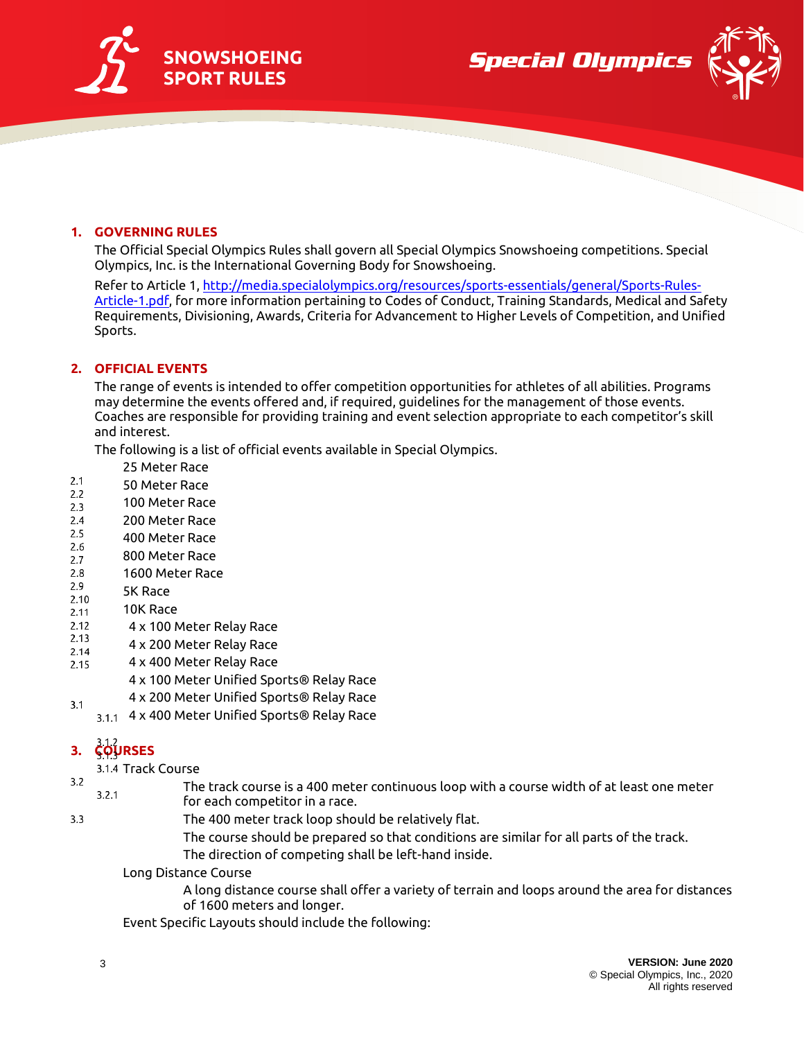## 1. GOVERNING RULES

The Official Special Olympics Rules shall govern all Special Olympics Snowshoeing competitions. Special Olympics, Inc. is the International Governing Body for Snowshoeing.

Refer to Article 1, http://media.specialolympics.org/resources/sports-essentials/general/Sports-Rules-Article-1.pdf, for more information pertaining to Codes of Conduct, Training Standards, Medical and Safety Requirements, Divisioning, Awards, Criteria for Advancement to Higher Levels of Competition, and Unified Sports.

## 2. OFFICIAL EVENTS

The range of events is intended to offer competition opportunities for athletes of all abilities. Programs may determine the events offered and, if required, guidelines for the management of those events. Coaches are responsible for providing training and event selection appropriate to each competitor's skill and interest.

The following is a list of official events available in Special Olympics.

2.1 25 Meter Race
2.2 50 Meter Race
2.3 100 Meter Race
2.4 200 Meter Race
2.5 400 Meter Race
2.6 800 Meter Race
2.7 1600 Meter Race
2.8 5K Race
2.9 10K Race
2.10 4 x 100 Meter Relay Race
2.11 4 x 200 Meter Relay Race
2.12 4 x 400 Meter Relay Race
2.13 4 x 100 Meter Unified Sports® Relay Race
2.14 4 x 200 Meter Unified Sports® Relay Race
2.15 4 x 400 Meter Unified Sports® Relay Race

## 3. COURSES

3.1 Track Course

3.1.1 The track course is a 400 meter continuous loop with a course width of at least one meter for each competitor in a race.

3.1.2 The 400 meter track loop should be relatively flat.

3.1.3 The course should be prepared so that conditions are similar for all parts of the track.

3.1.4 The direction of competing shall be left-hand inside.

3.2 Long Distance Course

3.2.1 A long distance course shall offer a variety of terrain and loops around the area for distances of 1600 meters and longer.

3.3 Event Specific Layouts should include the following: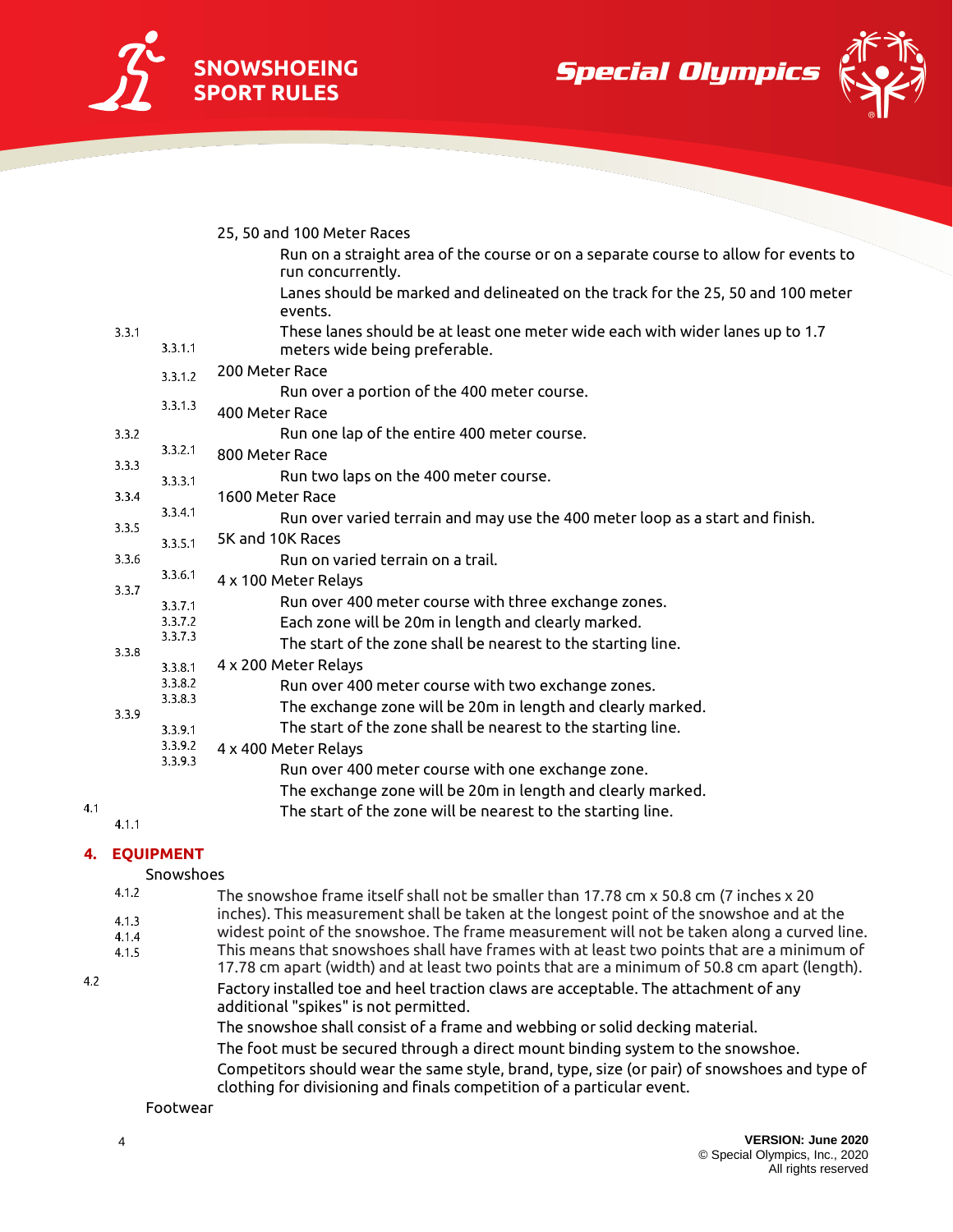3.3.1 25, 50 and 100 Meter Races

3.3.1.1 Run on a straight area of the course or on a separate course to allow for events to run concurrently.

3.3.1.2 Lanes should be marked and delineated on the track for the 25, 50 and 100 meter events.

3.3.1.3 These lanes should be at least one meter wide each with wider lanes up to 1.7 meters wide being preferable.

3.3.2 200 Meter Race

3.3.2.1 Run over a portion of the 400 meter course.

3.3.3 400 Meter Race

3.3.3.1 Run one lap of the entire 400 meter course.

3.3.4 800 Meter Race

3.3.4.1 Run two laps on the 400 meter course.

3.3.5 1600 Meter Race

3.3.5.1 Run over varied terrain and may use the 400 meter loop as a start and finish.

3.3.6 5K and 10K Races

3.3.6.1 Run on varied terrain on a trail.

3.3.7 4 x 100 Meter Relays

3.3.7.1 Run over 400 meter course with three exchange zones.

3.3.7.2 Each zone will be 20m in length and clearly marked.

3.3.7.3 The start of the zone shall be nearest to the starting line.

3.3.8 4 x 200 Meter Relays

3.3.8.1 Run over 400 meter course with two exchange zones.

3.3.8.2 The exchange zone will be 20m in length and clearly marked.

3.3.8.3 The start of the zone shall be nearest to the starting line.

3.3.9 4 x 400 Meter Relays

3.3.9.1 Run over 400 meter course with one exchange zone.

3.3.9.2 The exchange zone will be 20m in length and clearly marked.

3.3.9.3 The start of the zone will be nearest to the starting line.

## 4. EQUIPMENT

4.1 Snowshoes

4.1.1 The snowshoe frame itself shall not be smaller than 17.78 cm x 50.8 cm (7 inches x 20 inches). This measurement shall be taken at the longest point of the snowshoe and at the widest point of the snowshoe. The frame measurement will not be taken along a curved line. This means that snowshoes shall have frames with at least two points that are a minimum of 17.78 cm apart (width) and at least two points that are a minimum of 50.8 cm apart (length).

4.1.2 Factory installed toe and heel traction claws are acceptable. The attachment of any additional "spikes" is not permitted.

4.1.3 The snowshoe shall consist of a frame and webbing or solid decking material.

4.1.4 The foot must be secured through a direct mount binding system to the snowshoe.

4.1.5 Competitors should wear the same style, brand, type, size (or pair) of snowshoes and type of clothing for divisioning and finals competition of a particular event.

4.2 Footwear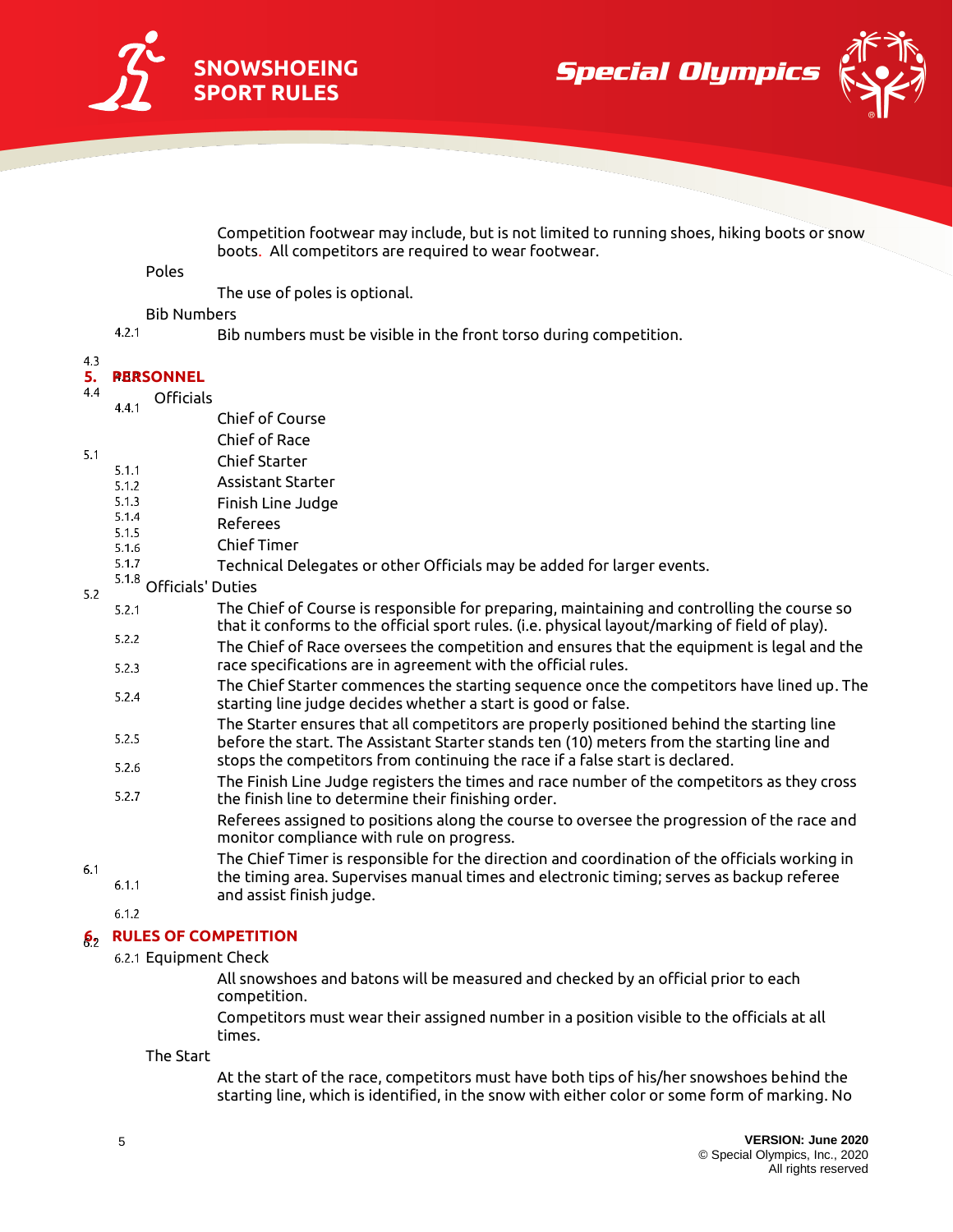Competition footwear may include, but is not limited to running shoes, hiking boots or snow boots. All competitors are required to wear footwear.

4.3 Poles

The use of poles is optional.

4.4 Bib Numbers

4.4.1 Bib numbers must be visible in the front torso during competition.

## 5. PERSONNEL

5.1 Officials

5.1.1 Chief of Course

5.1.2 Chief of Race

5.1.3 Chief Starter

5.1.4 Assistant Starter

5.1.5 Finish Line Judge

5.1.6 Referees

5.1.7 Chief Timer

5.1.8 Technical Delegates or other Officials may be added for larger events.

5.2 Officials' Duties

5.2.1 The Chief of Course is responsible for preparing, maintaining and controlling the course so that it conforms to the official sport rules. (i.e. physical layout/marking of field of play).

5.2.2 The Chief of Race oversees the competition and ensures that the equipment is legal and the race specifications are in agreement with the official rules.

5.2.3 The Chief Starter commences the starting sequence once the competitors have lined up. The starting line judge decides whether a start is good or false.

5.2.4 The Starter ensures that all competitors are properly positioned behind the starting line before the start. The Assistant Starter stands ten (10) meters from the starting line and stops the competitors from continuing the race if a false start is declared.

5.2.5 The Finish Line Judge registers the times and race number of the competitors as they cross the finish line to determine their finishing order.

5.2.6 Referees assigned to positions along the course to oversee the progression of the race and monitor compliance with rule on progress.

5.2.7 The Chief Timer is responsible for the direction and coordination of the officials working in the timing area. Supervises manual times and electronic timing; serves as backup referee and assist finish judge.

## 6. RULES OF COMPETITION

6.1 Equipment Check

6.1.1 All snowshoes and batons will be measured and checked by an official prior to each competition.

6.1.2 Competitors must wear their assigned number in a position visible to the officials at all times.

6.2 The Start

6.2.1 At the start of the race, competitors must have both tips of his/her snowshoes behind the starting line, which is identified, in the snow with either color or some form of marking. No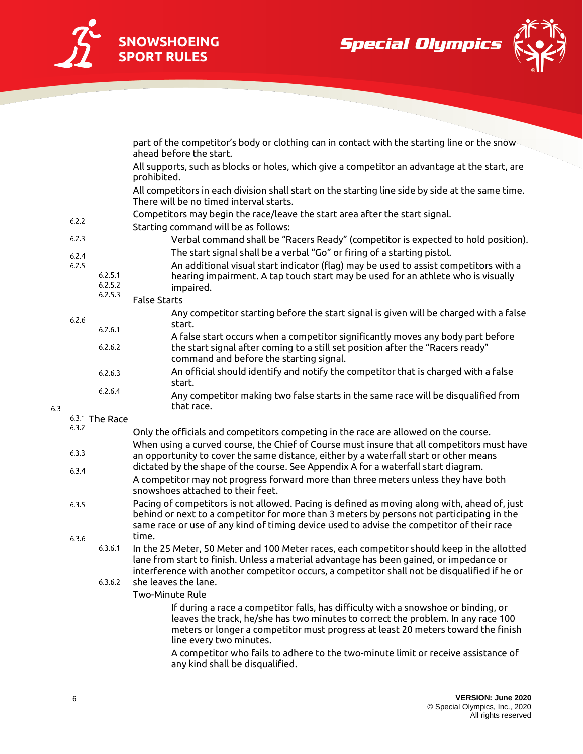part of the competitor's body or clothing can in contact with the starting line or the snow ahead before the start.

6.2.2 All supports, such as blocks or holes, which give a competitor an advantage at the start, are prohibited.

6.2.3 All competitors in each division shall start on the starting line side by side at the same time. There will be no timed interval starts.

6.2.4 Competitors may begin the race/leave the start area after the start signal.

6.2.5 Starting command will be as follows:

- 6.2.5.1 Verbal command shall be "Racers Ready" (competitor is expected to hold position).
- 6.2.5.2 The start signal shall be a verbal "Go" or firing of a starting pistol.
- 6.2.5.3 An additional visual start indicator (flag) may be used to assist competitors with a hearing impairment. A tap touch start may be used for an athlete who is visually impaired.

6.2.6 False Starts

- 6.2.6.1 Any competitor starting before the start signal is given will be charged with a false start.
- 6.2.6.2 A false start occurs when a competitor significantly moves any body part before the start signal after coming to a still set position after the "Racers ready" command and before the starting signal.
- 6.2.6.3 An official should identify and notify the competitor that is charged with a false start.
- 6.2.6.4 Any competitor making two false starts in the same race will be disqualified from that race.

## 6.3 The Race

6.3.1 Only the officials and competitors competing in the race are allowed on the course.

6.3.2 When using a curved course, the Chief of Course must insure that all competitors must have an opportunity to cover the same distance, either by a waterfall start or other means dictated by the shape of the course. See Appendix A for a waterfall start diagram.

6.3.3 A competitor may not progress forward more than three meters unless they have both snowshoes attached to their feet.

6.3.4 Pacing of competitors is not allowed. Pacing is defined as moving along with, ahead of, just behind or next to a competitor for more than 3 meters by persons not participating in the same race or use of any kind of timing device used to advise the competitor of their race time.

6.3.5 In the 25 Meter, 50 Meter and 100 Meter races, each competitor should keep in the allotted lane from start to finish. Unless a material advantage has been gained, or impedance or interference with another competitor occurs, a competitor shall not be disqualified if he or she leaves the lane.

6.3.6 Two-Minute Rule

- 6.3.6.1 If during a race a competitor falls, has difficulty with a snowshoe or binding, or leaves the track, he/she has two minutes to correct the problem. In any race 100 meters or longer a competitor must progress at least 20 meters toward the finish line every two minutes.
- 6.3.6.2 A competitor who fails to adhere to the two-minute limit or receive assistance of any kind shall be disqualified.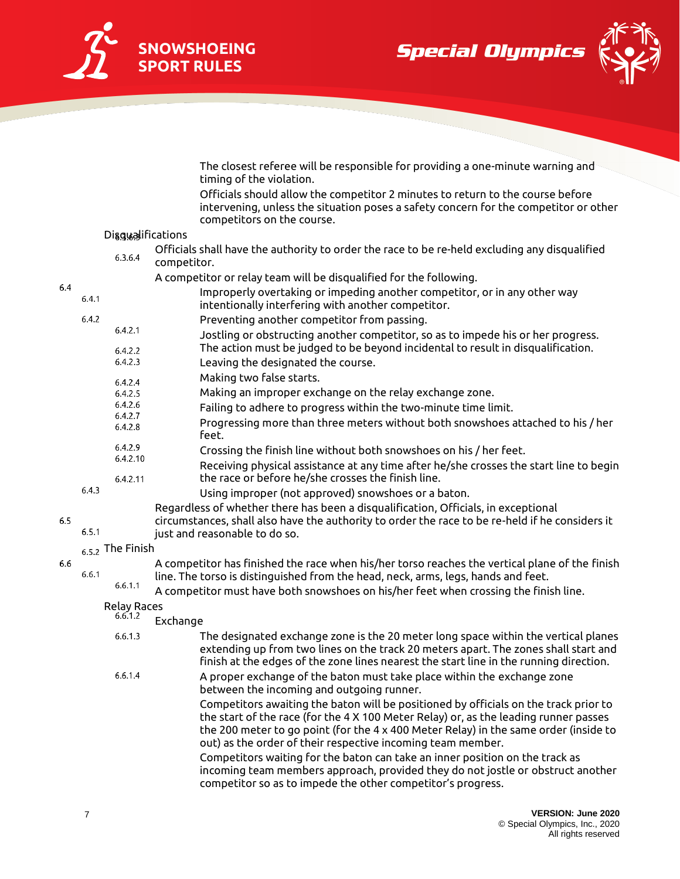6.3.6.3 The closest referee will be responsible for providing a one-minute warning and timing of the violation.

6.3.6.4 Officials should allow the competitor 2 minutes to return to the course before intervening, unless the situation poses a safety concern for the competitor or other competitors on the course.

## 6.4 Disqualifications

6.4.1 Officials shall have the authority to order the race to be re-held excluding any disqualified competitor.

6.4.2 A competitor or relay team will be disqualified for the following.

- 6.4.2.1 Improperly overtaking or impeding another competitor, or in any other way intentionally interfering with another competitor.
- 6.4.2.2 Preventing another competitor from passing.
- 6.4.2.3 Jostling or obstructing another competitor, so as to impede his or her progress. The action must be judged to be beyond incidental to result in disqualification.
- 6.4.2.4 Leaving the designated the course.
- 6.4.2.5 Making two false starts.
- 6.4.2.6 Making an improper exchange on the relay exchange zone.
- 6.4.2.7 Failing to adhere to progress within the two-minute time limit.
- 6.4.2.8 Progressing more than three meters without both snowshoes attached to his / her feet.
- 6.4.2.9 Crossing the finish line without both snowshoes on his / her feet.
- 6.4.2.10 Receiving physical assistance at any time after he/she crosses the start line to begin the race or before he/she crosses the finish line.
- 6.4.2.11 Using improper (not approved) snowshoes or a baton.

6.4.3 Regardless of whether there has been a disqualification, Officials, in exceptional circumstances, shall also have the authority to order the race to be re-held if he considers it just and reasonable to do so.

## 6.5 The Finish

6.5.1 A competitor has finished the race when his/her torso reaches the vertical plane of the finish line. The torso is distinguished from the head, neck, arms, legs, hands and feet.

6.5.2 A competitor must have both snowshoes on his/her feet when crossing the finish line.

## 6.6 Relay Races

6.6.1 Exchange

- 6.6.1.1 The designated exchange zone is the 20 meter long space within the vertical planes extending up from two lines on the track 20 meters apart. The zones shall start and finish at the edges of the zone lines nearest the start line in the running direction.
- 6.6.1.2 A proper exchange of the baton must take place within the exchange zone between the incoming and outgoing runner.
- 6.6.1.3 Competitors awaiting the baton will be positioned by officials on the track prior to the start of the race (for the 4 X 100 Meter Relay) or, as the leading runner passes the 200 meter to go point (for the 4 x 400 Meter Relay) in the same order (inside to out) as the order of their respective incoming team member.
- 6.6.1.4 Competitors waiting for the baton can take an inner position on the track as incoming team members approach, provided they do not jostle or obstruct another competitor so as to impede the other competitor's progress.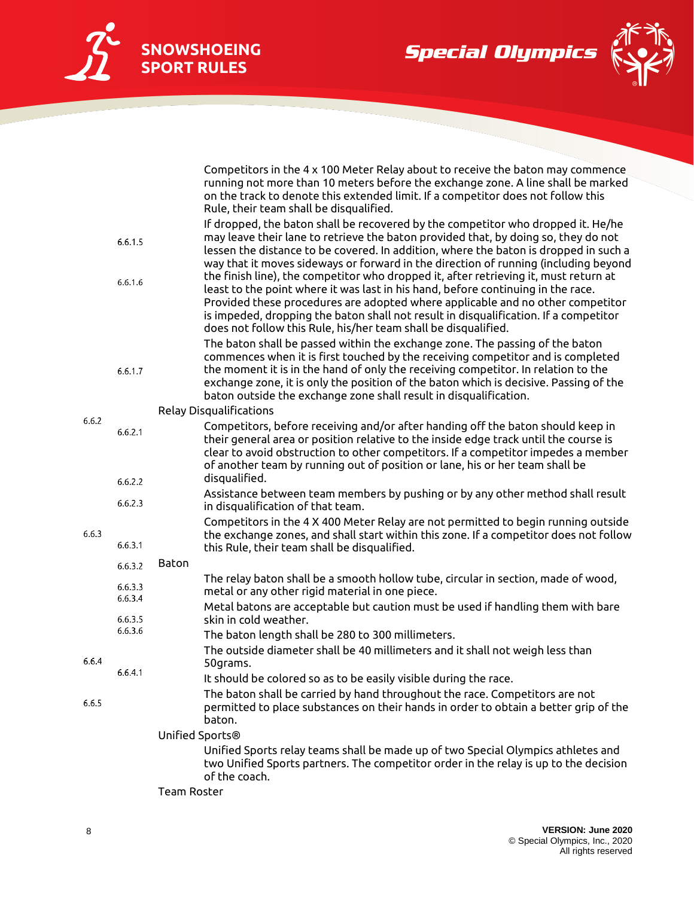6.6.1.5 Competitors in the 4 x 100 Meter Relay about to receive the baton may commence running not more than 10 meters before the exchange zone. A line shall be marked on the track to denote this extended limit. If a competitor does not follow this Rule, their team shall be disqualified.

6.6.1.6 If dropped, the baton shall be recovered by the competitor who dropped it. He/he may leave their lane to retrieve the baton provided that, by doing so, they do not lessen the distance to be covered. In addition, where the baton is dropped in such a way that it moves sideways or forward in the direction of running (including beyond the finish line), the competitor who dropped it, after retrieving it, must return at least to the point where it was last in his hand, before continuing in the race. Provided these procedures are adopted where applicable and no other competitor is impeded, dropping the baton shall not result in disqualification. If a competitor does not follow this Rule, his/her team shall be disqualified.

6.6.1.7 The baton shall be passed within the exchange zone. The passing of the baton commences when it is first touched by the receiving competitor and is completed the moment it is in the hand of only the receiving competitor. In relation to the exchange zone, it is only the position of the baton which is decisive. Passing of the baton outside the exchange zone shall result in disqualification.

6.6.2 Relay Disqualifications

6.6.2.1 Competitors, before receiving and/or after handing off the baton should keep in their general area or position relative to the inside edge track until the course is clear to avoid obstruction to other competitors. If a competitor impedes a member of another team by running out of position or lane, his or her team shall be disqualified.

6.6.2.2 Assistance between team members by pushing or by any other method shall result in disqualification of that team.

6.6.2.3 Competitors in the 4 X 400 Meter Relay are not permitted to begin running outside the exchange zones, and shall start within this zone. If a competitor does not follow this Rule, their team shall be disqualified.

6.6.3 Baton

6.6.3.1 The relay baton shall be a smooth hollow tube, circular in section, made of wood, metal or any other rigid material in one piece.

6.6.3.2 Metal batons are acceptable but caution must be used if handling them with bare skin in cold weather.

6.6.3.3 The baton length shall be 280 to 300 millimeters.

6.6.3.4 The outside diameter shall be 40 millimeters and it shall not weigh less than 50grams.

6.6.3.5 It should be colored so as to be easily visible during the race.

6.6.3.6 The baton shall be carried by hand throughout the race. Competitors are not permitted to place substances on their hands in order to obtain a better grip of the baton.

6.6.4 Unified Sports®

6.6.4.1 Unified Sports relay teams shall be made up of two Special Olympics athletes and two Unified Sports partners. The competitor order in the relay is up to the decision of the coach.

6.6.5 Team Roster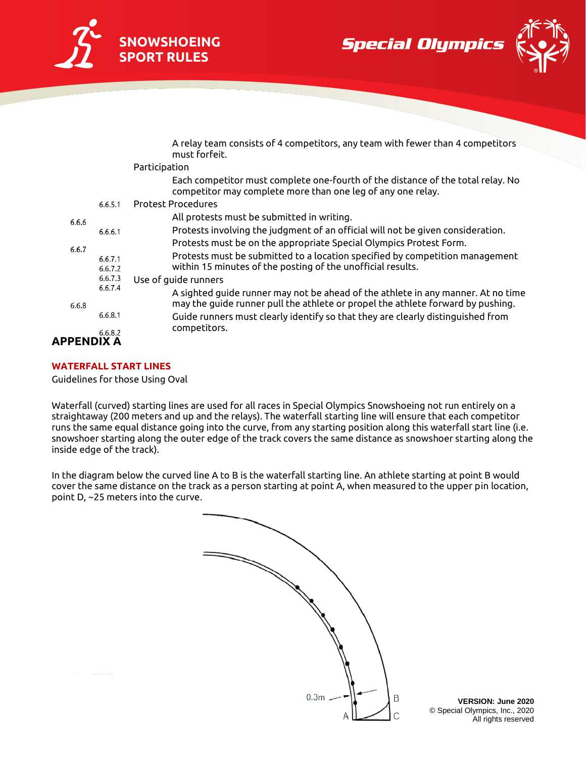6.6.5.1 A relay team consists of 4 competitors, any team with fewer than 4 competitors must forfeit.

6.6.6 Participation

6.6.6.1 Each competitor must complete one-fourth of the distance of the total relay. No competitor may complete more than one leg of any one relay.

6.6.7 Protest Procedures

6.6.7.1 All protests must be submitted in writing.

6.6.7.2 Protests involving the judgment of an official will not be given consideration.

6.6.7.3 Protests must be on the appropriate Special Olympics Protest Form.

6.6.7.4 Protests must be submitted to a location specified by competition management within 15 minutes of the posting of the unofficial results.

6.6.8 Use of guide runners

6.6.8.1 A sighted guide runner may not be ahead of the athlete in any manner. At no time may the guide runner pull the athlete or propel the athlete forward by pushing.

6.6.8.2 Guide runners must clearly identify so that they are clearly distinguished from competitors.

# APPENDIX A

## WATERFALL START LINES

Guidelines for those Using Oval

Waterfall (curved) starting lines are used for all races in Special Olympics Snowshoeing not run entirely on a straightaway (200 meters and up and the relays). The waterfall starting line will ensure that each competitor runs the same equal distance going into the curve, from any starting position along this waterfall start line (i.e. snowshoer starting along the outer edge of the track covers the same distance as snowshoer starting along the inside edge of the track).

In the diagram below the curved line A to B is the waterfall starting line. An athlete starting at point B would cover the same distance on the track as a person starting at point A, when measured to the upper pin location, point D, ~25 meters into the curve.

0.3m

A B C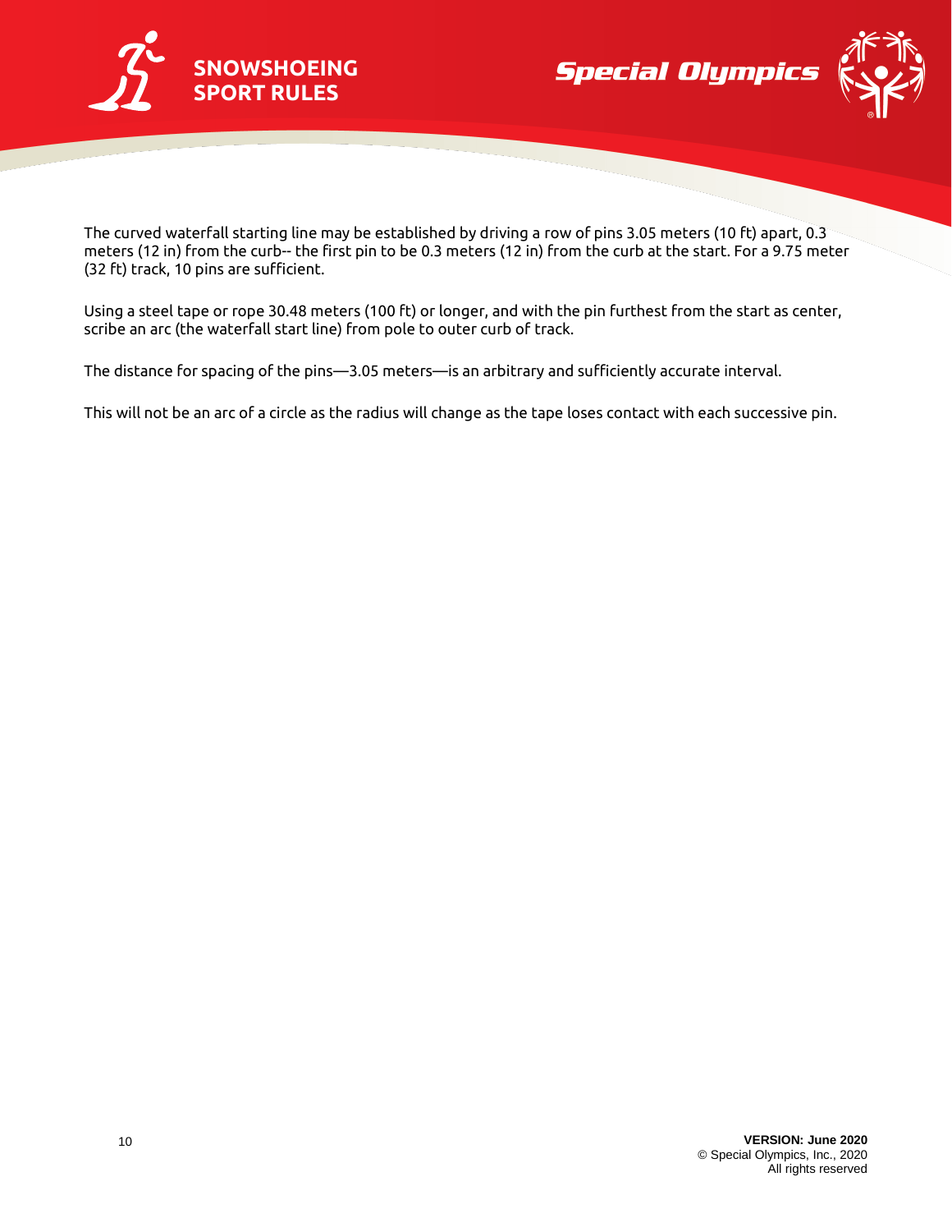The curved waterfall starting line may be established by driving a row of pins 3.05 meters (10 ft) apart, 0.3 meters (12 in) from the curb-- the first pin to be 0.3 meters (12 in) from the curb at the start. For a 9.75 meter (32 ft) track, 10 pins are sufficient.

Using a steel tape or rope 30.48 meters (100 ft) or longer, and with the pin furthest from the start as center, scribe an arc (the waterfall start line) from pole to outer curb of track.

The distance for spacing of the pins—3.05 meters—is an arbitrary and sufficiently accurate interval.

This will not be an arc of a circle as the radius will change as the tape loses contact with each successive pin.